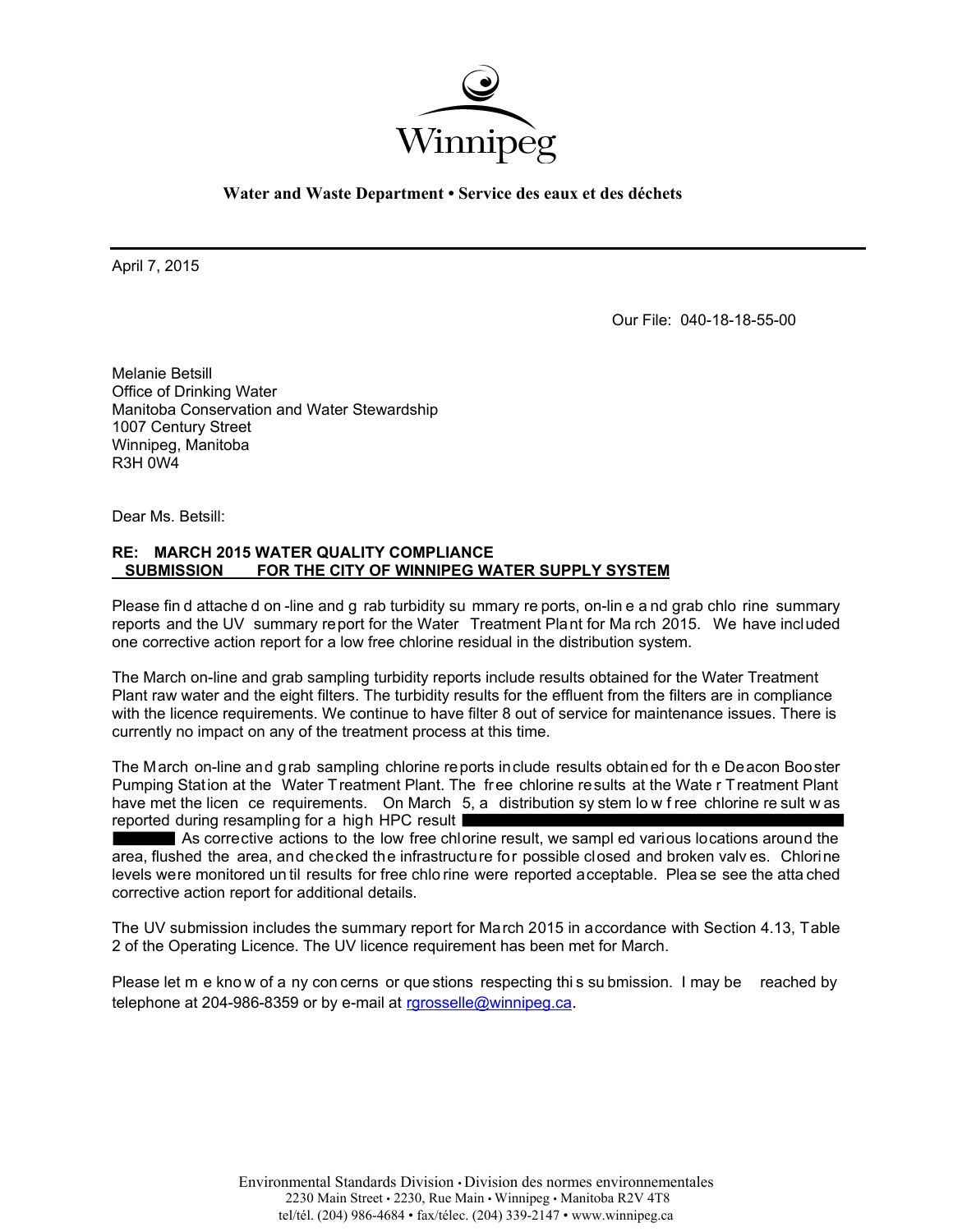Winnipeg

**Water and Waste Department • Service des eaux et des déchets**

April 7, 2015

Our File: 040-18-18-55-00

Melanie Betsill
Office of Drinking Water
Manitoba Conservation and Water Stewardship
1007 Century Street
Winnipeg, Manitoba
R3H 0W4

Dear Ms. Betsill:

**RE: MARCH 2015 WATER QUALITY COMPLIANCE SUBMISSION FOR THE CITY OF WINNIPEG WATER SUPPLY SYSTEM**

Please find attached on-line and grab turbidity summary reports, on-line and grab chlorine summary reports and the UV summary report for the Water Treatment Plant for March 2015. We have included one corrective action report for a low free chlorine residual in the distribution system.

The March on-line and grab sampling turbidity reports include results obtained for the Water Treatment Plant raw water and the eight filters. The turbidity results for the effluent from the filters are in compliance with the licence requirements. We continue to have filter 8 out of service for maintenance issues. There is currently no impact on any of the treatment process at this time.

The March on-line and grab sampling chlorine reports include results obtained for the Deacon Booster Pumping Station at the Water Treatment Plant. The free chlorine results at the Water Treatment Plant have met the licence requirements. On March 5, a distribution system low free chlorine result was reported during resampling for a high HPC result ██████████ ██████ As corrective actions to the low free chlorine result, we sampled various locations around the area, flushed the area, and checked the infrastructure for possible closed and broken valves. Chlorine levels were monitored until results for free chlorine were reported acceptable. Please see the attached corrective action report for additional details.

The UV submission includes the summary report for March 2015 in accordance with Section 4.13, Table 2 of the Operating Licence. The UV licence requirement has been met for March.

Please let me know of any concerns or questions respecting this submission. I may be reached by telephone at 204-986-8359 or by e-mail at rgrosselle@winnipeg.ca.

Environmental Standards Division • Division des normes environnementales
2230 Main Street • 2230, Rue Main • Winnipeg • Manitoba R2V 4T8
tel/tél. (204) 986-4684 • fax/télec. (204) 339-2147 • www.winnipeg.ca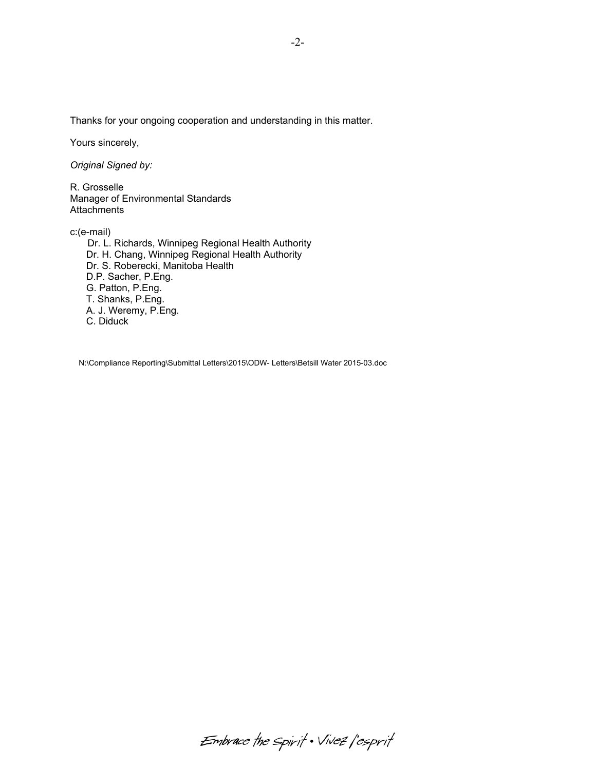Thanks for your ongoing cooperation and understanding in this matter.

Yours sincerely,

*Original Signed by:*

R. Grosselle
Manager of Environmental Standards
Attachments

c:(e-mail)
Dr. L. Richards, Winnipeg Regional Health Authority
Dr. H. Chang, Winnipeg Regional Health Authority
Dr. S. Roberecki, Manitoba Health
D.P. Sacher, P.Eng.
G. Patton, P.Eng.
T. Shanks, P.Eng.
A. J. Weremy, P.Eng.
C. Diduck

N:\Compliance Reporting\Submittal Letters\2015\ODW- Letters\Betsill Water 2015-03.doc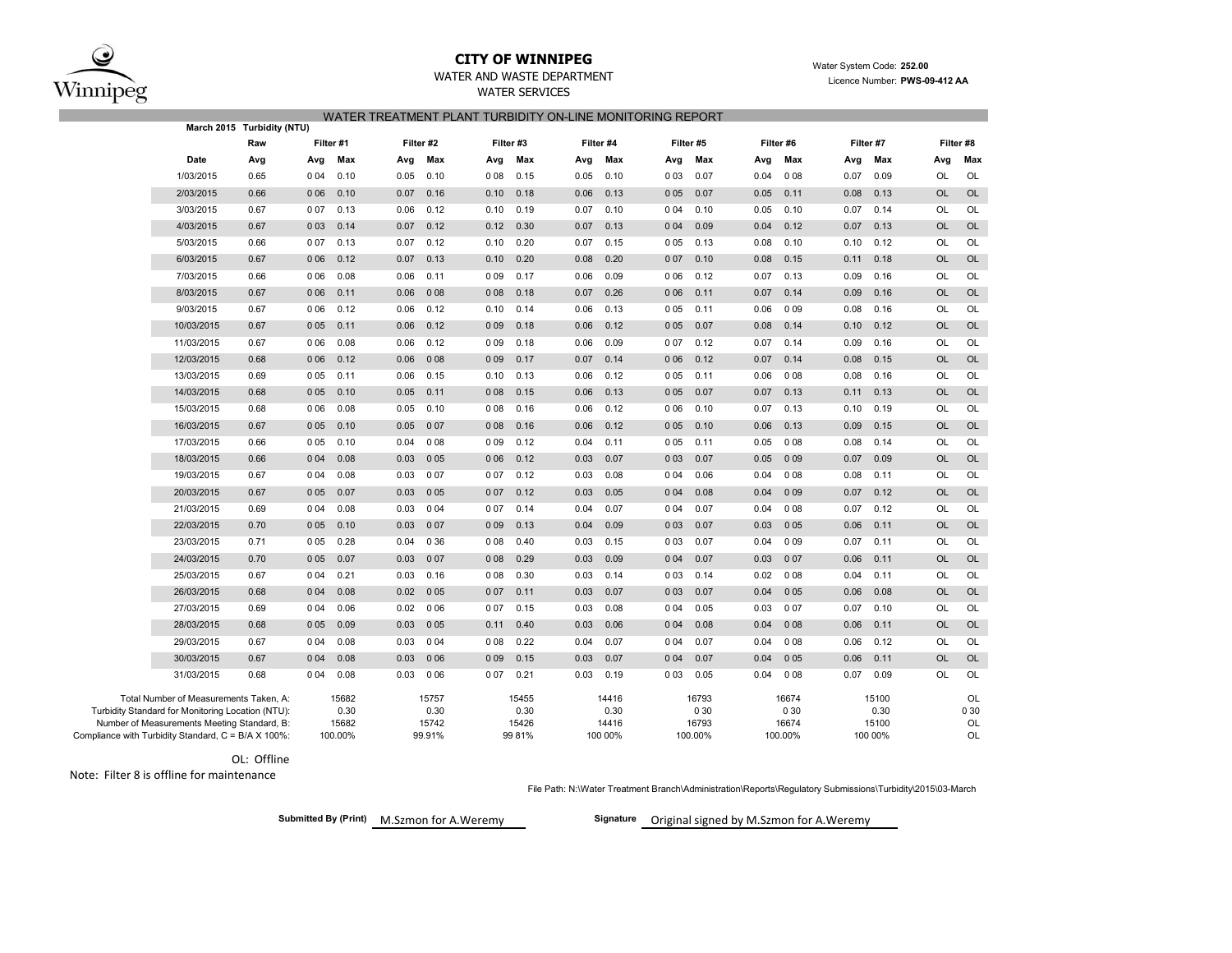**CITY OF WINNIPEG**

WATER AND WASTE DEPARTMENT

WATER SERVICES

Water System Code: **252.00**

Licence Number: **PWS-09-412 AA**

## WATER TREATMENT PLANT TURBIDITY ON-LINE MONITORING REPORT

| March 2015 Turbidity (NTU) | Raw | Filter #1 | | Filter #2 | | Filter #3 | | Filter #4 | | Filter #5 | | Filter #6 | | Filter #7 | | Filter #8 | |
|---|---|---|---|---|---|---|---|---|---|---|---|---|---|---|---|---|---|
| Date | Avg | Avg | Max | Avg | Max | Avg | Max | Avg | Max | Avg | Max | Avg | Max | Avg | Max | Avg | Max |
| 1/03/2015 | 0.65 | 0.04 | 0.10 | 0.05 | 0.10 | 0.08 | 0.15 | 0.05 | 0.10 | 0.03 | 0.07 | 0.04 | 0.08 | 0.07 | 0.09 | OL | OL |
| 2/03/2015 | 0.66 | 0.06 | 0.10 | 0.07 | 0.16 | 0.10 | 0.18 | 0.06 | 0.13 | 0.05 | 0.07 | 0.05 | 0.11 | 0.08 | 0.13 | OL | OL |
| 3/03/2015 | 0.67 | 0.07 | 0.13 | 0.06 | 0.12 | 0.10 | 0.19 | 0.07 | 0.10 | 0.04 | 0.10 | 0.05 | 0.10 | 0.07 | 0.14 | OL | OL |
| 4/03/2015 | 0.67 | 0.03 | 0.14 | 0.07 | 0.12 | 0.12 | 0.30 | 0.07 | 0.13 | 0.04 | 0.09 | 0.04 | 0.12 | 0.07 | 0.13 | OL | OL |
| 5/03/2015 | 0.66 | 0.07 | 0.13 | 0.07 | 0.12 | 0.10 | 0.20 | 0.07 | 0.15 | 0.05 | 0.13 | 0.08 | 0.10 | 0.10 | 0.12 | OL | OL |
| 6/03/2015 | 0.67 | 0.06 | 0.12 | 0.07 | 0.13 | 0.10 | 0.20 | 0.08 | 0.20 | 0.07 | 0.10 | 0.08 | 0.15 | 0.11 | 0.18 | OL | OL |
| 7/03/2015 | 0.66 | 0.06 | 0.08 | 0.06 | 0.11 | 0.09 | 0.17 | 0.06 | 0.09 | 0.06 | 0.12 | 0.07 | 0.13 | 0.09 | 0.16 | OL | OL |
| 8/03/2015 | 0.67 | 0.06 | 0.11 | 0.06 | 0.08 | 0.08 | 0.18 | 0.07 | 0.26 | 0.06 | 0.11 | 0.07 | 0.14 | 0.09 | 0.16 | OL | OL |
| 9/03/2015 | 0.67 | 0.06 | 0.12 | 0.06 | 0.12 | 0.10 | 0.14 | 0.06 | 0.13 | 0.05 | 0.11 | 0.06 | 0.09 | 0.08 | 0.16 | OL | OL |
| 10/03/2015 | 0.67 | 0.05 | 0.11 | 0.06 | 0.12 | 0.09 | 0.18 | 0.06 | 0.12 | 0.05 | 0.07 | 0.08 | 0.14 | 0.10 | 0.12 | OL | OL |
| 11/03/2015 | 0.67 | 0.06 | 0.08 | 0.06 | 0.12 | 0.09 | 0.18 | 0.06 | 0.09 | 0.07 | 0.12 | 0.07 | 0.14 | 0.09 | 0.16 | OL | OL |
| 12/03/2015 | 0.68 | 0.06 | 0.12 | 0.06 | 0.08 | 0.09 | 0.17 | 0.07 | 0.14 | 0.06 | 0.12 | 0.07 | 0.14 | 0.08 | 0.15 | OL | OL |
| 13/03/2015 | 0.69 | 0.05 | 0.11 | 0.06 | 0.15 | 0.10 | 0.13 | 0.06 | 0.12 | 0.05 | 0.11 | 0.06 | 0.08 | 0.08 | 0.16 | OL | OL |
| 14/03/2015 | 0.68 | 0.05 | 0.10 | 0.05 | 0.11 | 0.08 | 0.15 | 0.06 | 0.13 | 0.05 | 0.07 | 0.07 | 0.13 | 0.11 | 0.13 | OL | OL |
| 15/03/2015 | 0.68 | 0.06 | 0.08 | 0.05 | 0.10 | 0.08 | 0.16 | 0.06 | 0.12 | 0.06 | 0.10 | 0.07 | 0.13 | 0.10 | 0.19 | OL | OL |
| 16/03/2015 | 0.67 | 0.05 | 0.10 | 0.05 | 0.07 | 0.08 | 0.16 | 0.06 | 0.12 | 0.05 | 0.10 | 0.06 | 0.13 | 0.09 | 0.15 | OL | OL |
| 17/03/2015 | 0.66 | 0.05 | 0.10 | 0.04 | 0.08 | 0.09 | 0.12 | 0.04 | 0.11 | 0.05 | 0.11 | 0.05 | 0.08 | 0.08 | 0.14 | OL | OL |
| 18/03/2015 | 0.66 | 0.04 | 0.08 | 0.03 | 0.05 | 0.06 | 0.12 | 0.03 | 0.07 | 0.03 | 0.07 | 0.05 | 0.09 | 0.07 | 0.09 | OL | OL |
| 19/03/2015 | 0.67 | 0.04 | 0.08 | 0.03 | 0.07 | 0.07 | 0.12 | 0.03 | 0.08 | 0.04 | 0.06 | 0.04 | 0.08 | 0.08 | 0.11 | OL | OL |
| 20/03/2015 | 0.67 | 0.05 | 0.07 | 0.03 | 0.05 | 0.07 | 0.12 | 0.03 | 0.05 | 0.04 | 0.08 | 0.04 | 0.09 | 0.07 | 0.12 | OL | OL |
| 21/03/2015 | 0.69 | 0.04 | 0.08 | 0.03 | 0.04 | 0.07 | 0.14 | 0.04 | 0.07 | 0.04 | 0.07 | 0.04 | 0.08 | 0.07 | 0.12 | OL | OL |
| 22/03/2015 | 0.70 | 0.05 | 0.10 | 0.03 | 0.07 | 0.09 | 0.13 | 0.04 | 0.09 | 0.03 | 0.07 | 0.03 | 0.05 | 0.06 | 0.11 | OL | OL |
| 23/03/2015 | 0.71 | 0.05 | 0.28 | 0.04 | 0.36 | 0.08 | 0.40 | 0.03 | 0.15 | 0.03 | 0.07 | 0.04 | 0.09 | 0.07 | 0.11 | OL | OL |
| 24/03/2015 | 0.70 | 0.05 | 0.07 | 0.03 | 0.07 | 0.08 | 0.29 | 0.03 | 0.09 | 0.04 | 0.07 | 0.03 | 0.07 | 0.06 | 0.11 | OL | OL |
| 25/03/2015 | 0.67 | 0.04 | 0.21 | 0.03 | 0.16 | 0.08 | 0.30 | 0.03 | 0.14 | 0.03 | 0.14 | 0.02 | 0.08 | 0.04 | 0.11 | OL | OL |
| 26/03/2015 | 0.68 | 0.04 | 0.08 | 0.02 | 0.05 | 0.07 | 0.11 | 0.03 | 0.07 | 0.03 | 0.07 | 0.04 | 0.05 | 0.06 | 0.08 | OL | OL |
| 27/03/2015 | 0.69 | 0.04 | 0.06 | 0.02 | 0.06 | 0.07 | 0.15 | 0.03 | 0.08 | 0.04 | 0.05 | 0.03 | 0.07 | 0.07 | 0.10 | OL | OL |
| 28/03/2015 | 0.68 | 0.05 | 0.09 | 0.03 | 0.05 | 0.11 | 0.40 | 0.03 | 0.06 | 0.04 | 0.08 | 0.04 | 0.08 | 0.06 | 0.11 | OL | OL |
| 29/03/2015 | 0.67 | 0.04 | 0.08 | 0.03 | 0.04 | 0.08 | 0.22 | 0.04 | 0.07 | 0.04 | 0.07 | 0.04 | 0.08 | 0.06 | 0.12 | OL | OL |
| 30/03/2015 | 0.67 | 0.04 | 0.08 | 0.03 | 0.06 | 0.09 | 0.15 | 0.03 | 0.07 | 0.04 | 0.07 | 0.04 | 0.05 | 0.06 | 0.11 | OL | OL |
| 31/03/2015 | 0.68 | 0.04 | 0.08 | 0.03 | 0.06 | 0.07 | 0.21 | 0.03 | 0.19 | 0.03 | 0.05 | 0.04 | 0.08 | 0.07 | 0.09 | OL | OL |
| Total Number of Measurements Taken, A: | | | 15682 | | 15757 | | 15455 | | 14416 | | 16793 | | 16674 | | 15100 | | OL |
| Turbidity Standard for Monitoring Location (NTU): | | | 0.30 | | 0.30 | | 0.30 | | 0.30 | | 0.30 | | 0.30 | | 0.30 | | 0.30 |
| Number of Measurements Meeting Standard, B: | | | 15682 | | 15742 | | 15426 | | 14416 | | 16793 | | 16674 | | 15100 | | OL |
| Compliance with Turbidity Standard, C = B/A X 100%: | | | 100.00% | | 99.91% | | 99.81% | | 100.00% | | 100.00% | | 100.00% | | 100.00% | | OL |

OL: Offline

Note: Filter 8 is offline for maintenance

File Path: N:\Water Treatment Branch\Administration\Reports\Regulatory Submissions\Turbidity\2015\03-March

**Submitted By (Print)** M.Szmon for A.Weremy

**Signature** Original signed by M.Szmon for A.Weremy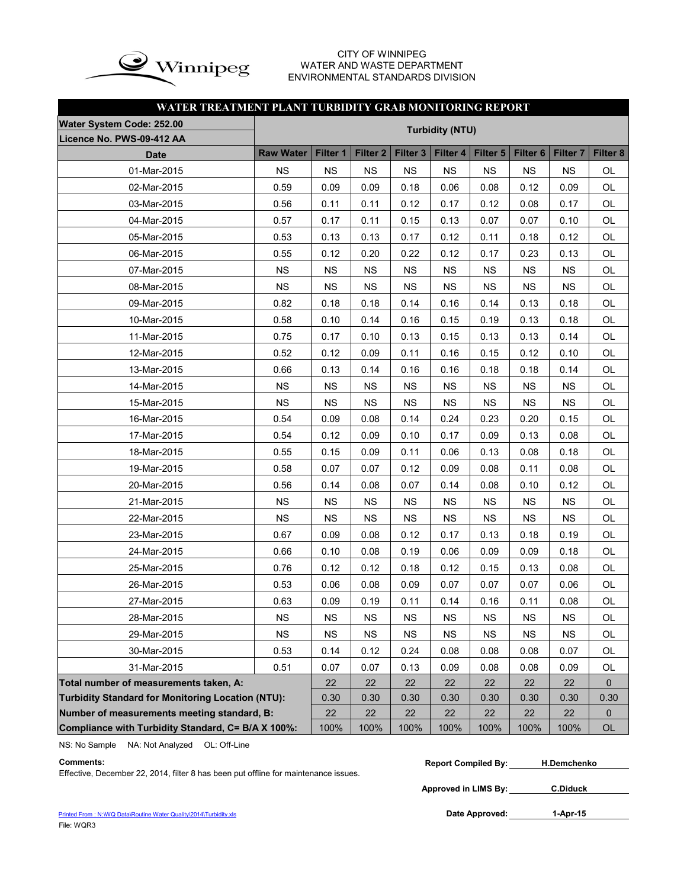CITY OF WINNIPEG
WATER AND WASTE DEPARTMENT
ENVIRONMENTAL STANDARDS DIVISION

## WATER TREATMENT PLANT TURBIDITY GRAB MONITORING REPORT

| Water System Code: 252.00 / Licence No. PWS-09-412 AA | Turbidity (NTU) | | | | | | | | |
|---|---|---|---|---|---|---|---|---|---|
| **Date** | **Raw Water** | **Filter 1** | **Filter 2** | **Filter 3** | **Filter 4** | **Filter 5** | **Filter 6** | **Filter 7** | **Filter 8** |
| 01-Mar-2015 | NS | NS | NS | NS | NS | NS | NS | NS | OL |
| 02-Mar-2015 | 0.59 | 0.09 | 0.09 | 0.18 | 0.06 | 0.08 | 0.12 | 0.09 | OL |
| 03-Mar-2015 | 0.56 | 0.11 | 0.11 | 0.12 | 0.17 | 0.12 | 0.08 | 0.17 | OL |
| 04-Mar-2015 | 0.57 | 0.17 | 0.11 | 0.15 | 0.13 | 0.07 | 0.07 | 0.10 | OL |
| 05-Mar-2015 | 0.53 | 0.13 | 0.13 | 0.17 | 0.12 | 0.11 | 0.18 | 0.12 | OL |
| 06-Mar-2015 | 0.55 | 0.12 | 0.20 | 0.22 | 0.12 | 0.17 | 0.23 | 0.13 | OL |
| 07-Mar-2015 | NS | NS | NS | NS | NS | NS | NS | NS | OL |
| 08-Mar-2015 | NS | NS | NS | NS | NS | NS | NS | NS | OL |
| 09-Mar-2015 | 0.82 | 0.18 | 0.18 | 0.14 | 0.16 | 0.14 | 0.13 | 0.18 | OL |
| 10-Mar-2015 | 0.58 | 0.10 | 0.14 | 0.16 | 0.15 | 0.19 | 0.13 | 0.18 | OL |
| 11-Mar-2015 | 0.75 | 0.17 | 0.10 | 0.13 | 0.15 | 0.13 | 0.13 | 0.14 | OL |
| 12-Mar-2015 | 0.52 | 0.12 | 0.09 | 0.11 | 0.16 | 0.15 | 0.12 | 0.10 | OL |
| 13-Mar-2015 | 0.66 | 0.13 | 0.14 | 0.16 | 0.16 | 0.18 | 0.18 | 0.14 | OL |
| 14-Mar-2015 | NS | NS | NS | NS | NS | NS | NS | NS | OL |
| 15-Mar-2015 | NS | NS | NS | NS | NS | NS | NS | NS | OL |
| 16-Mar-2015 | 0.54 | 0.09 | 0.08 | 0.14 | 0.24 | 0.23 | 0.20 | 0.15 | OL |
| 17-Mar-2015 | 0.54 | 0.12 | 0.09 | 0.10 | 0.17 | 0.09 | 0.13 | 0.08 | OL |
| 18-Mar-2015 | 0.55 | 0.15 | 0.09 | 0.11 | 0.06 | 0.13 | 0.08 | 0.18 | OL |
| 19-Mar-2015 | 0.58 | 0.07 | 0.07 | 0.12 | 0.09 | 0.08 | 0.11 | 0.08 | OL |
| 20-Mar-2015 | 0.56 | 0.14 | 0.08 | 0.07 | 0.14 | 0.08 | 0.10 | 0.12 | OL |
| 21-Mar-2015 | NS | NS | NS | NS | NS | NS | NS | NS | OL |
| 22-Mar-2015 | NS | NS | NS | NS | NS | NS | NS | NS | OL |
| 23-Mar-2015 | 0.67 | 0.09 | 0.08 | 0.12 | 0.17 | 0.13 | 0.18 | 0.19 | OL |
| 24-Mar-2015 | 0.66 | 0.10 | 0.08 | 0.19 | 0.06 | 0.09 | 0.09 | 0.18 | OL |
| 25-Mar-2015 | 0.76 | 0.12 | 0.12 | 0.18 | 0.12 | 0.15 | 0.13 | 0.08 | OL |
| 26-Mar-2015 | 0.53 | 0.06 | 0.08 | 0.09 | 0.07 | 0.07 | 0.07 | 0.06 | OL |
| 27-Mar-2015 | 0.63 | 0.09 | 0.19 | 0.11 | 0.14 | 0.16 | 0.11 | 0.08 | OL |
| 28-Mar-2015 | NS | NS | NS | NS | NS | NS | NS | NS | OL |
| 29-Mar-2015 | NS | NS | NS | NS | NS | NS | NS | NS | OL |
| 30-Mar-2015 | 0.53 | 0.14 | 0.12 | 0.24 | 0.08 | 0.08 | 0.08 | 0.07 | OL |
| 31-Mar-2015 | 0.51 | 0.07 | 0.07 | 0.13 | 0.09 | 0.08 | 0.08 | 0.09 | OL |
| **Total number of measurements taken, A:** | | 22 | 22 | 22 | 22 | 22 | 22 | 22 | 0 |
| **Turbidity Standard for Monitoring Location (NTU):** | | 0.30 | 0.30 | 0.30 | 0.30 | 0.30 | 0.30 | 0.30 | 0.30 |
| **Number of measurements meeting standard, B:** | | 22 | 22 | 22 | 22 | 22 | 22 | 22 | 0 |
| **Compliance with Turbidity Standard, C= B/A X 100%:** | | 100% | 100% | 100% | 100% | 100% | 100% | 100% | OL |

NS: No Sample NA: Not Analyzed OL: Off-Line

**Comments:**
Effective, December 22, 2014, filter 8 has been put offline for maintenance issues.

**Report Compiled By:** H.Demchenko

**Approved in LIMS By:** C.Diduck

**Date Approved:** 1-Apr-15

Printed From : N:\WQ Data\Routine Water Quality\2014\Turbidity.xls
File: WQR3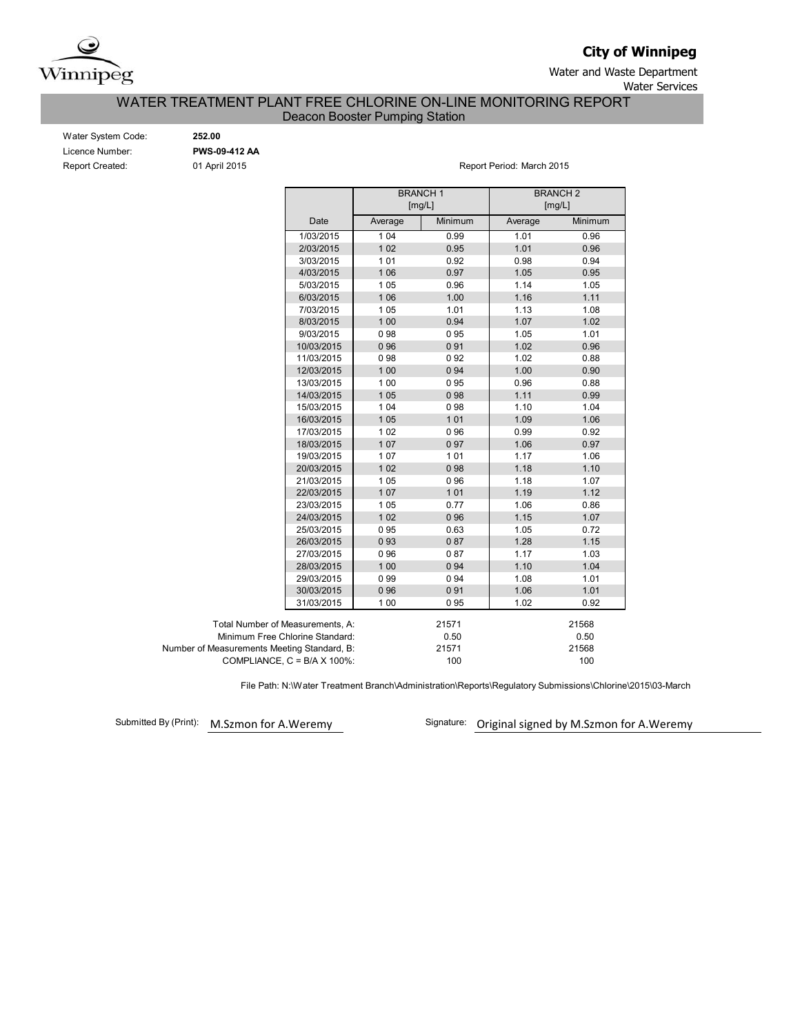**City of Winnipeg**

Water and Waste Department

Water Services

# WATER TREATMENT PLANT FREE CHLORINE ON-LINE MONITORING REPORT

## Deacon Booster Pumping Station

Water System Code: **252.00**

Licence Number: **PWS-09-412 AA**

Report Created: 01 April 2015

Report Period: March 2015

| | BRANCH 1 [mg/L] | | BRANCH 2 [mg/L] | |
|---|---|---|---|---|
| Date | Average | Minimum | Average | Minimum |
| 1/03/2015 | 1 04 | 0.99 | 1.01 | 0.96 |
| 2/03/2015 | 1 02 | 0.95 | 1.01 | 0.96 |
| 3/03/2015 | 1 01 | 0.92 | 0.98 | 0.94 |
| 4/03/2015 | 1 06 | 0.97 | 1.05 | 0.95 |
| 5/03/2015 | 1 05 | 0.96 | 1.14 | 1.05 |
| 6/03/2015 | 1 06 | 1.00 | 1.16 | 1.11 |
| 7/03/2015 | 1 05 | 1.01 | 1.13 | 1.08 |
| 8/03/2015 | 1 00 | 0.94 | 1.07 | 1.02 |
| 9/03/2015 | 0 98 | 0 95 | 1.05 | 1.01 |
| 10/03/2015 | 0 96 | 0 91 | 1.02 | 0.96 |
| 11/03/2015 | 0 98 | 0 92 | 1.02 | 0.88 |
| 12/03/2015 | 1 00 | 0 94 | 1.00 | 0.90 |
| 13/03/2015 | 1 00 | 0 95 | 0.96 | 0.88 |
| 14/03/2015 | 1 05 | 0 98 | 1.11 | 0.99 |
| 15/03/2015 | 1 04 | 0 98 | 1.10 | 1.04 |
| 16/03/2015 | 1 05 | 1 01 | 1.09 | 1.06 |
| 17/03/2015 | 1 02 | 0 96 | 0.99 | 0.92 |
| 18/03/2015 | 1 07 | 0 97 | 1.06 | 0.97 |
| 19/03/2015 | 1 07 | 1 01 | 1.17 | 1.06 |
| 20/03/2015 | 1 02 | 0 98 | 1.18 | 1.10 |
| 21/03/2015 | 1 05 | 0 96 | 1.18 | 1.07 |
| 22/03/2015 | 1 07 | 1 01 | 1.19 | 1.12 |
| 23/03/2015 | 1 05 | 0.77 | 1.06 | 0.86 |
| 24/03/2015 | 1 02 | 0 96 | 1.15 | 1.07 |
| 25/03/2015 | 0 95 | 0.63 | 1.05 | 0.72 |
| 26/03/2015 | 0 93 | 0 87 | 1.28 | 1.15 |
| 27/03/2015 | 0 96 | 0 87 | 1.17 | 1.03 |
| 28/03/2015 | 1 00 | 0 94 | 1.10 | 1.04 |
| 29/03/2015 | 0 99 | 0 94 | 1.08 | 1.01 |
| 30/03/2015 | 0 96 | 0 91 | 1.06 | 1.01 |
| 31/03/2015 | 1 00 | 0 95 | 1.02 | 0.92 |

| | BRANCH 1 | BRANCH 2 |
|---|---|---|
| Total Number of Measurements, A: | 21571 | 21568 |
| Minimum Free Chlorine Standard: | 0.50 | 0.50 |
| Number of Measurements Meeting Standard, B: | 21571 | 21568 |
| COMPLIANCE, C = B/A X 100%: | 100 | 100 |

File Path: N:\Water Treatment Branch\Administration\Reports\Regulatory Submissions\Chlorine\2015\03-March

Submitted By (Print): M.Szmon for A.Weremy

Signature: Original signed by M.Szmon for A.Weremy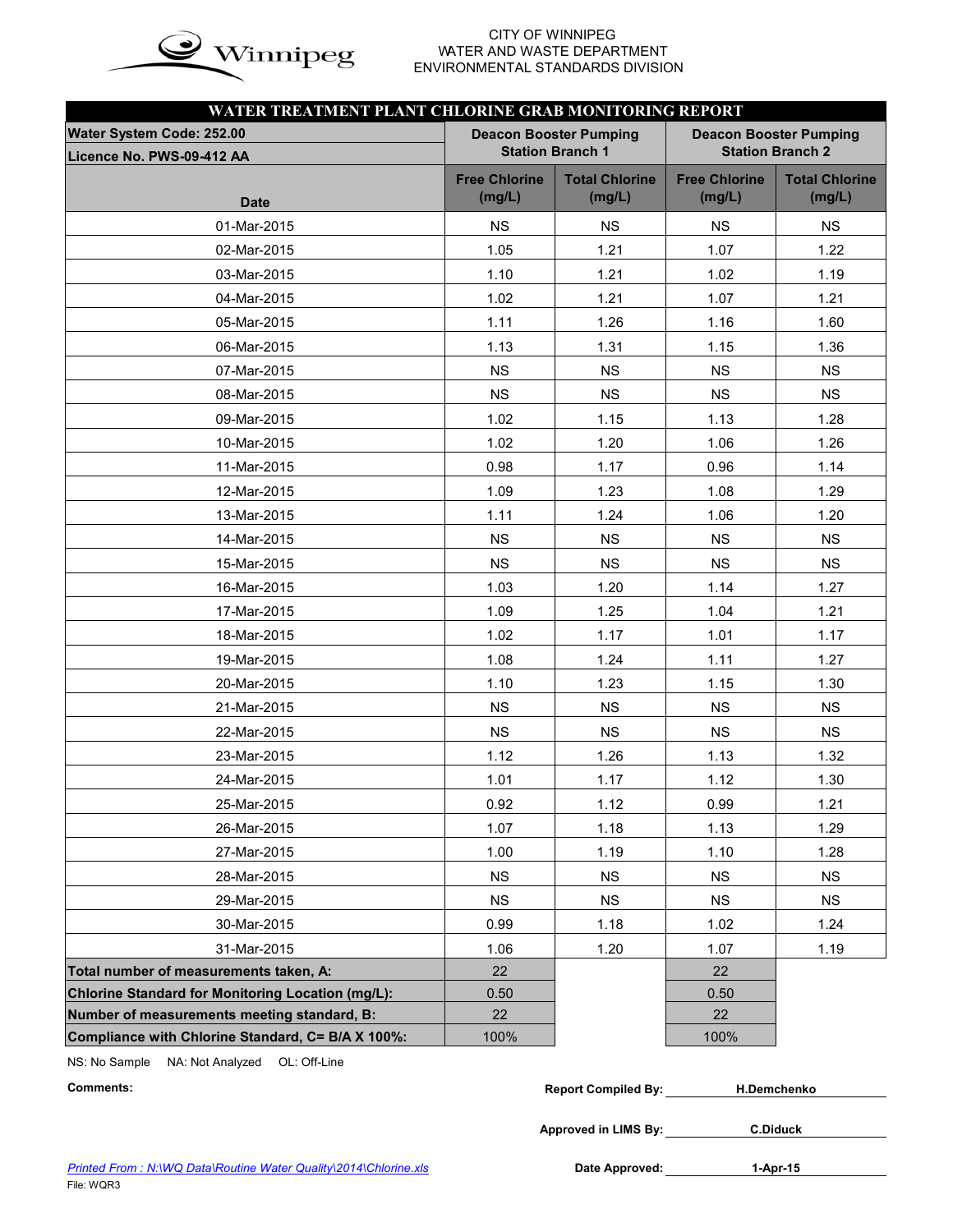CITY OF WINNIPEG
WATER AND WASTE DEPARTMENT
ENVIRONMENTAL STANDARDS DIVISION

## WATER TREATMENT PLANT CHLORINE GRAB MONITORING REPORT

| Water System Code: 252.00<br>Licence No. PWS-09-412 AA | Deacon Booster Pumping Station Branch 1 | | Deacon Booster Pumping Station Branch 2 | |
|---|---|---|---|---|
| Date | Free Chlorine (mg/L) | Total Chlorine (mg/L) | Free Chlorine (mg/L) | Total Chlorine (mg/L) |
| 01-Mar-2015 | NS | NS | NS | NS |
| 02-Mar-2015 | 1.05 | 1.21 | 1.07 | 1.22 |
| 03-Mar-2015 | 1.10 | 1.21 | 1.02 | 1.19 |
| 04-Mar-2015 | 1.02 | 1.21 | 1.07 | 1.21 |
| 05-Mar-2015 | 1.11 | 1.26 | 1.16 | 1.60 |
| 06-Mar-2015 | 1.13 | 1.31 | 1.15 | 1.36 |
| 07-Mar-2015 | NS | NS | NS | NS |
| 08-Mar-2015 | NS | NS | NS | NS |
| 09-Mar-2015 | 1.02 | 1.15 | 1.13 | 1.28 |
| 10-Mar-2015 | 1.02 | 1.20 | 1.06 | 1.26 |
| 11-Mar-2015 | 0.98 | 1.17 | 0.96 | 1.14 |
| 12-Mar-2015 | 1.09 | 1.23 | 1.08 | 1.29 |
| 13-Mar-2015 | 1.11 | 1.24 | 1.06 | 1.20 |
| 14-Mar-2015 | NS | NS | NS | NS |
| 15-Mar-2015 | NS | NS | NS | NS |
| 16-Mar-2015 | 1.03 | 1.20 | 1.14 | 1.27 |
| 17-Mar-2015 | 1.09 | 1.25 | 1.04 | 1.21 |
| 18-Mar-2015 | 1.02 | 1.17 | 1.01 | 1.17 |
| 19-Mar-2015 | 1.08 | 1.24 | 1.11 | 1.27 |
| 20-Mar-2015 | 1.10 | 1.23 | 1.15 | 1.30 |
| 21-Mar-2015 | NS | NS | NS | NS |
| 22-Mar-2015 | NS | NS | NS | NS |
| 23-Mar-2015 | 1.12 | 1.26 | 1.13 | 1.32 |
| 24-Mar-2015 | 1.01 | 1.17 | 1.12 | 1.30 |
| 25-Mar-2015 | 0.92 | 1.12 | 0.99 | 1.21 |
| 26-Mar-2015 | 1.07 | 1.18 | 1.13 | 1.29 |
| 27-Mar-2015 | 1.00 | 1.19 | 1.10 | 1.28 |
| 28-Mar-2015 | NS | NS | NS | NS |
| 29-Mar-2015 | NS | NS | NS | NS |
| 30-Mar-2015 | 0.99 | 1.18 | 1.02 | 1.24 |
| 31-Mar-2015 | 1.06 | 1.20 | 1.07 | 1.19 |
| **Total number of measurements taken, A:** | 22 | | 22 | |
| **Chlorine Standard for Monitoring Location (mg/L):** | 0.50 | | 0.50 | |
| **Number of measurements meeting standard, B:** | 22 | | 22 | |
| **Compliance with Chlorine Standard, C= B/A X 100%:** | 100% | | 100% | |

NS: No Sample NA: Not Analyzed OL: Off-Line

**Comments:**

**Report Compiled By:** H.Demchenko

**Approved in LIMS By:** C.Diduck

**Date Approved:** 1-Apr-15

*Printed From : N:\WQ Data\Routine Water Quality\2014\Chlorine.xls*

File: WQR3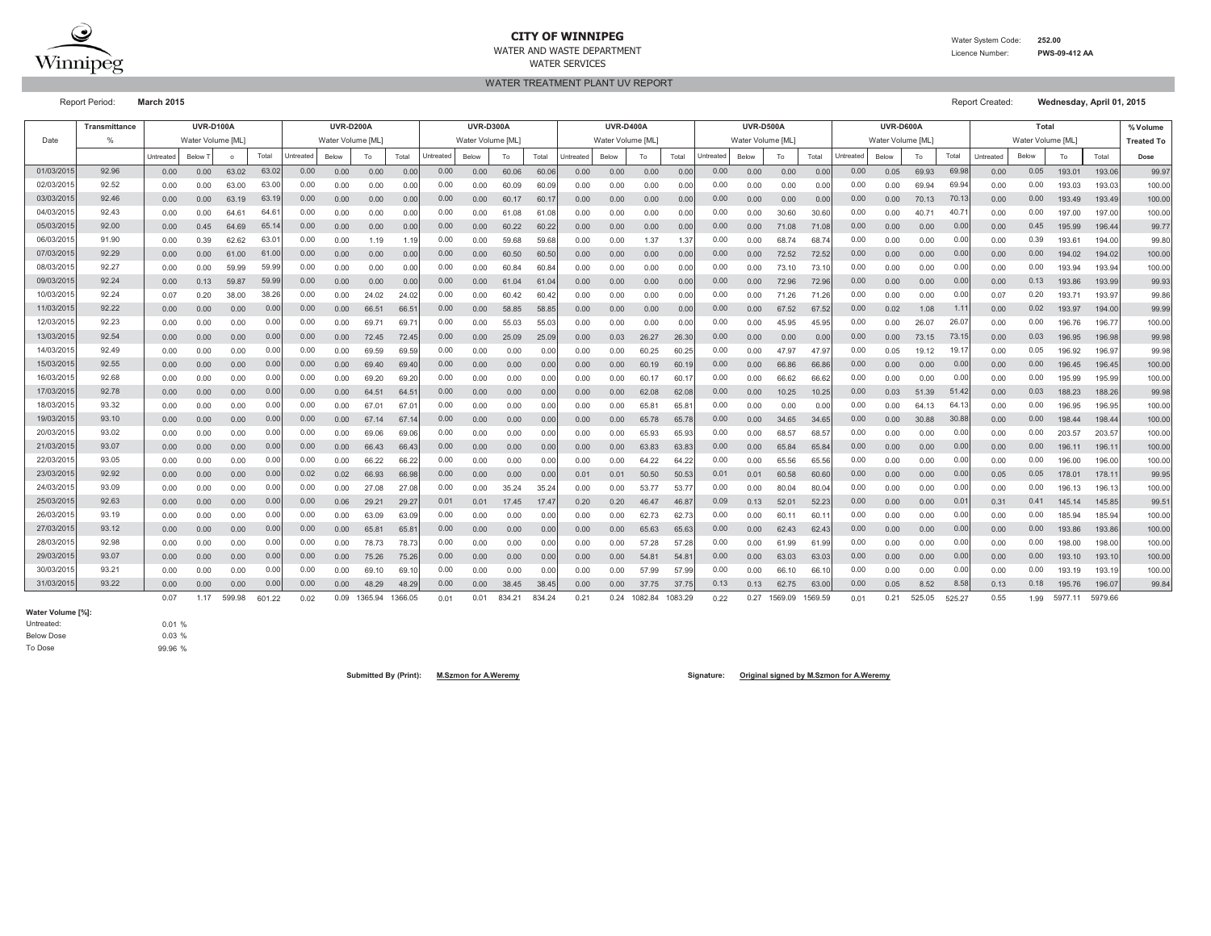**CITY OF WINNIPEG**

WATER AND WASTE DEPARTMENT

WATER SERVICES

Water System Code: **252.00**

Licence Number: **PWS-09-412 AA**

WATER TREATMENT PLANT UV REPORT

Report Period: **March 2015**

Report Created: **Wednesday, April 01, 2015**

| Date | Transmittance | UVR-D100A | | | | UVR-D200A | | | | UVR-D300A | | | | UVR-D400A | | | | UVR-D500A | | | | UVR-D600A | | | | Total | | | | % Volume |
|---|---|---|---|---|---|---|---|---|---|---|---|---|---|---|---|---|---|---|---|---|---|---|---|---|---|---|---|---|---|---|
| | % | Water Volume [ML] | | | | Water Volume [ML] | | | | Water Volume [ML] | | | | Water Volume [ML] | | | | Water Volume [ML] | | | | Water Volume [ML] | | | | Water Volume [ML] | | | | Treated To |
| | | Untreated | Below T | o | Total | Untreated | Below | To | Total | Untreated | Below | To | Total | Untreated | Below | To | Total | Untreated | Below | To | Total | Untreated | Below | To | Total | Untreated | Below | To | Total | Dose |
| 01/03/2015 | 92.96 | 0.00 | 0.00 | 63.02 | 63.02 | 0.00 | 0.00 | 0.00 | 0.00 | 0.00 | 0.00 | 60.06 | 60.06 | 0.00 | 0.00 | 0.00 | 0.00 | 0.00 | 0.00 | 0.00 | 0.00 | 0.00 | 0.05 | 69.93 | 69.98 | 0.00 | 0.05 | 193.01 | 193.06 | 99.97 |
| 02/03/2015 | 92.52 | 0.00 | 0.00 | 63.00 | 63.00 | 0.00 | 0.00 | 0.00 | 0.00 | 0.00 | 0.00 | 60.09 | 60.09 | 0.00 | 0.00 | 0.00 | 0.00 | 0.00 | 0.00 | 0.00 | 0.00 | 0.00 | 0.00 | 69.94 | 69.94 | 0.00 | 0.00 | 193.03 | 193.03 | 100.00 |
| 03/03/2015 | 92.46 | 0.00 | 0.00 | 63.19 | 63.19 | 0.00 | 0.00 | 0.00 | 0.00 | 0.00 | 0.00 | 60.17 | 60.17 | 0.00 | 0.00 | 0.00 | 0.00 | 0.00 | 0.00 | 0.00 | 0.00 | 0.00 | 0.00 | 70.13 | 70.13 | 0.00 | 0.00 | 193.49 | 193.49 | 100.00 |
| 04/03/2015 | 92.43 | 0.00 | 0.00 | 64.61 | 64.61 | 0.00 | 0.00 | 0.00 | 0.00 | 0.00 | 0.00 | 61.08 | 61.08 | 0.00 | 0.00 | 0.00 | 0.00 | 0.00 | 0.00 | 30.60 | 30.60 | 0.00 | 0.00 | 40.71 | 40.71 | 0.00 | 0.00 | 197.00 | 197.00 | 100.00 |
| 05/03/2015 | 92.00 | 0.00 | 0.45 | 64.69 | 65.14 | 0.00 | 0.00 | 0.00 | 0.00 | 0.00 | 0.00 | 60.22 | 60.22 | 0.00 | 0.00 | 0.00 | 0.00 | 0.00 | 0.00 | 71.08 | 71.08 | 0.00 | 0.00 | 0.00 | 0.00 | 0.00 | 0.45 | 195.99 | 196.44 | 99.77 |
| 06/03/2015 | 91.90 | 0.00 | 0.39 | 62.62 | 63.01 | 0.00 | 0.00 | 1.19 | 1.19 | 0.00 | 0.00 | 59.68 | 59.68 | 0.00 | 0.00 | 1.37 | 1.37 | 0.00 | 0.00 | 68.74 | 68.74 | 0.00 | 0.00 | 0.00 | 0.00 | 0.00 | 0.39 | 193.61 | 194.00 | 99.80 |
| 07/03/2015 | 92.29 | 0.00 | 0.00 | 61.00 | 61.00 | 0.00 | 0.00 | 0.00 | 0.00 | 0.00 | 0.00 | 60.50 | 60.50 | 0.00 | 0.00 | 0.00 | 0.00 | 0.00 | 0.00 | 72.52 | 72.52 | 0.00 | 0.00 | 0.00 | 0.00 | 0.00 | 0.00 | 194.02 | 194.02 | 100.00 |
| 08/03/2015 | 92.27 | 0.00 | 0.00 | 59.99 | 59.99 | 0.00 | 0.00 | 0.00 | 0.00 | 0.00 | 0.00 | 60.84 | 60.84 | 0.00 | 0.00 | 0.00 | 0.00 | 0.00 | 0.00 | 73.10 | 73.10 | 0.00 | 0.00 | 0.00 | 0.00 | 0.00 | 0.00 | 193.94 | 193.94 | 100.00 |
| 09/03/2015 | 92.24 | 0.00 | 0.13 | 59.87 | 59.99 | 0.00 | 0.00 | 0.00 | 0.00 | 0.00 | 0.00 | 61.04 | 61.04 | 0.00 | 0.00 | 0.00 | 0.00 | 0.00 | 0.00 | 72.96 | 72.96 | 0.00 | 0.00 | 0.00 | 0.00 | 0.00 | 0.13 | 193.86 | 193.99 | 99.93 |
| 10/03/2015 | 92.24 | 0.07 | 0.20 | 38.00 | 38.26 | 0.00 | 0.00 | 24.02 | 24.02 | 0.00 | 0.00 | 60.42 | 60.42 | 0.00 | 0.00 | 0.00 | 0.00 | 0.00 | 0.00 | 71.26 | 71.26 | 0.00 | 0.00 | 0.00 | 0.00 | 0.07 | 0.20 | 193.71 | 193.97 | 99.86 |
| 11/03/2015 | 92.22 | 0.00 | 0.00 | 0.00 | 0.00 | 0.00 | 0.00 | 66.51 | 66.51 | 0.00 | 0.00 | 58.85 | 58.85 | 0.00 | 0.00 | 0.00 | 0.00 | 0.00 | 0.00 | 67.52 | 67.52 | 0.00 | 0.02 | 1.08 | 1.11 | 0.00 | 0.02 | 193.97 | 194.00 | 99.99 |
| 12/03/2015 | 92.23 | 0.00 | 0.00 | 0.00 | 0.00 | 0.00 | 0.00 | 69.71 | 69.71 | 0.00 | 0.00 | 55.03 | 55.03 | 0.00 | 0.00 | 0.00 | 0.00 | 0.00 | 0.00 | 45.95 | 45.95 | 0.00 | 0.00 | 26.07 | 26.07 | 0.00 | 0.00 | 196.76 | 196.77 | 100.00 |
| 13/03/2015 | 92.54 | 0.00 | 0.00 | 0.00 | 0.00 | 0.00 | 0.00 | 72.45 | 72.45 | 0.00 | 0.00 | 25.09 | 25.09 | 0.00 | 0.03 | 26.27 | 26.30 | 0.00 | 0.00 | 0.00 | 0.00 | 0.00 | 0.00 | 73.15 | 73.15 | 0.00 | 0.03 | 196.95 | 196.98 | 99.98 |
| 14/03/2015 | 92.49 | 0.00 | 0.00 | 0.00 | 0.00 | 0.00 | 0.00 | 69.59 | 69.59 | 0.00 | 0.00 | 0.00 | 0.00 | 0.00 | 0.00 | 60.25 | 60.25 | 0.00 | 0.00 | 47.97 | 47.97 | 0.00 | 0.05 | 19.12 | 19.17 | 0.00 | 0.05 | 196.92 | 196.97 | 99.98 |
| 15/03/2015 | 92.55 | 0.00 | 0.00 | 0.00 | 0.00 | 0.00 | 0.00 | 69.40 | 69.40 | 0.00 | 0.00 | 0.00 | 0.00 | 0.00 | 0.00 | 60.19 | 60.19 | 0.00 | 0.00 | 66.86 | 66.86 | 0.00 | 0.00 | 0.00 | 0.00 | 0.00 | 0.00 | 196.45 | 196.45 | 100.00 |
| 16/03/2015 | 92.68 | 0.00 | 0.00 | 0.00 | 0.00 | 0.00 | 0.00 | 69.20 | 69.20 | 0.00 | 0.00 | 0.00 | 0.00 | 0.00 | 0.00 | 60.17 | 60.17 | 0.00 | 0.00 | 66.62 | 66.62 | 0.00 | 0.00 | 0.00 | 0.00 | 0.00 | 0.00 | 195.99 | 195.99 | 100.00 |
| 17/03/2015 | 92.78 | 0.00 | 0.00 | 0.00 | 0.00 | 0.00 | 0.00 | 64.51 | 64.51 | 0.00 | 0.00 | 0.00 | 0.00 | 0.00 | 0.00 | 62.08 | 62.08 | 0.00 | 0.00 | 10.25 | 10.25 | 0.00 | 0.03 | 51.39 | 51.42 | 0.00 | 0.03 | 188.23 | 188.26 | 99.98 |
| 18/03/2015 | 93.32 | 0.00 | 0.00 | 0.00 | 0.00 | 0.00 | 0.00 | 67.01 | 67.01 | 0.00 | 0.00 | 0.00 | 0.00 | 0.00 | 0.00 | 65.81 | 65.81 | 0.00 | 0.00 | 0.00 | 0.00 | 0.00 | 0.00 | 64.13 | 64.13 | 0.00 | 0.00 | 196.95 | 196.95 | 100.00 |
| 19/03/2015 | 93.10 | 0.00 | 0.00 | 0.00 | 0.00 | 0.00 | 0.00 | 67.14 | 67.14 | 0.00 | 0.00 | 0.00 | 0.00 | 0.00 | 0.00 | 65.78 | 65.78 | 0.00 | 0.00 | 34.65 | 34.65 | 0.00 | 0.00 | 30.88 | 30.88 | 0.00 | 0.00 | 198.44 | 198.44 | 100.00 |
| 20/03/2015 | 93.02 | 0.00 | 0.00 | 0.00 | 0.00 | 0.00 | 0.00 | 69.06 | 69.06 | 0.00 | 0.00 | 0.00 | 0.00 | 0.00 | 0.00 | 65.93 | 65.93 | 0.00 | 0.00 | 68.57 | 68.57 | 0.00 | 0.00 | 0.00 | 0.00 | 0.00 | 0.00 | 203.57 | 203.57 | 100.00 |
| 21/03/2015 | 93.07 | 0.00 | 0.00 | 0.00 | 0.00 | 0.00 | 0.00 | 66.43 | 66.43 | 0.00 | 0.00 | 0.00 | 0.00 | 0.00 | 0.00 | 63.83 | 63.83 | 0.00 | 0.00 | 65.84 | 65.84 | 0.00 | 0.00 | 0.00 | 0.00 | 0.00 | 0.00 | 196.11 | 196.11 | 100.00 |
| 22/03/2015 | 93.05 | 0.00 | 0.00 | 0.00 | 0.00 | 0.00 | 0.00 | 66.22 | 66.22 | 0.00 | 0.00 | 0.00 | 0.00 | 0.00 | 0.00 | 64.22 | 64.22 | 0.00 | 0.00 | 65.56 | 65.56 | 0.00 | 0.00 | 0.00 | 0.00 | 0.00 | 0.00 | 196.00 | 196.00 | 100.00 |
| 23/03/2015 | 92.92 | 0.00 | 0.00 | 0.00 | 0.00 | 0.02 | 0.02 | 66.93 | 66.98 | 0.00 | 0.00 | 0.00 | 0.00 | 0.01 | 0.01 | 50.50 | 50.53 | 0.01 | 0.01 | 60.58 | 60.60 | 0.00 | 0.00 | 0.00 | 0.00 | 0.05 | 0.05 | 178.01 | 178.11 | 99.95 |
| 24/03/2015 | 93.09 | 0.00 | 0.00 | 0.00 | 0.00 | 0.00 | 0.00 | 27.08 | 27.08 | 0.00 | 0.00 | 35.24 | 35.24 | 0.00 | 0.00 | 53.77 | 53.77 | 0.00 | 0.00 | 80.04 | 80.04 | 0.00 | 0.00 | 0.00 | 0.00 | 0.00 | 0.00 | 196.13 | 196.13 | 100.00 |
| 25/03/2015 | 92.63 | 0.00 | 0.00 | 0.00 | 0.00 | 0.00 | 0.06 | 29.21 | 29.27 | 0.01 | 0.01 | 17.45 | 17.47 | 0.20 | 0.20 | 46.47 | 46.87 | 0.09 | 0.13 | 52.01 | 52.23 | 0.00 | 0.00 | 0.00 | 0.01 | 0.31 | 0.41 | 145.14 | 145.85 | 99.51 |
| 26/03/2015 | 93.19 | 0.00 | 0.00 | 0.00 | 0.00 | 0.00 | 0.00 | 63.09 | 63.09 | 0.00 | 0.00 | 0.00 | 0.00 | 0.00 | 0.00 | 62.73 | 62.73 | 0.00 | 0.00 | 60.11 | 60.11 | 0.00 | 0.00 | 0.00 | 0.00 | 0.00 | 0.00 | 185.94 | 185.94 | 100.00 |
| 27/03/2015 | 93.12 | 0.00 | 0.00 | 0.00 | 0.00 | 0.00 | 0.00 | 65.81 | 65.81 | 0.00 | 0.00 | 0.00 | 0.00 | 0.00 | 0.00 | 65.63 | 65.63 | 0.00 | 0.00 | 62.43 | 62.43 | 0.00 | 0.00 | 0.00 | 0.00 | 0.00 | 0.00 | 193.86 | 193.86 | 100.00 |
| 28/03/2015 | 92.98 | 0.00 | 0.00 | 0.00 | 0.00 | 0.00 | 0.00 | 78.73 | 78.73 | 0.00 | 0.00 | 0.00 | 0.00 | 0.00 | 0.00 | 57.28 | 57.28 | 0.00 | 0.00 | 61.99 | 61.99 | 0.00 | 0.00 | 0.00 | 0.00 | 0.00 | 0.00 | 198.00 | 198.00 | 100.00 |
| 29/03/2015 | 93.07 | 0.00 | 0.00 | 0.00 | 0.00 | 0.00 | 0.00 | 75.26 | 75.26 | 0.00 | 0.00 | 0.00 | 0.00 | 0.00 | 0.00 | 54.81 | 54.81 | 0.00 | 0.00 | 63.03 | 63.03 | 0.00 | 0.00 | 0.00 | 0.00 | 0.00 | 0.00 | 193.10 | 193.10 | 100.00 |
| 30/03/2015 | 93.21 | 0.00 | 0.00 | 0.00 | 0.00 | 0.00 | 0.00 | 69.10 | 69.10 | 0.00 | 0.00 | 0.00 | 0.00 | 0.00 | 0.00 | 57.99 | 57.99 | 0.00 | 0.00 | 66.10 | 66.10 | 0.00 | 0.00 | 0.00 | 0.00 | 0.00 | 0.00 | 193.19 | 193.19 | 100.00 |
| 31/03/2015 | 93.22 | 0.00 | 0.00 | 0.00 | 0.00 | 0.00 | 0.00 | 48.29 | 48.29 | 0.00 | 0.00 | 38.45 | 38.45 | 0.00 | 0.00 | 37.75 | 37.75 | 0.13 | 0.13 | 62.75 | 63.00 | 0.00 | 0.05 | 8.52 | 8.58 | 0.13 | 0.18 | 195.76 | 196.07 | 99.84 |
| | | 0.07 | 1.17 | 599.98 | 601.22 | 0.02 | 0.09 | 1365.94 | 1366.05 | 0.01 | 0.01 | 834.21 | 834.24 | 0.21 | 0.24 | 1082.84 | 1083.29 | 0.22 | 0.27 | 1569.09 | 1569.59 | 0.01 | 0.21 | 525.05 | 525.27 | 0.55 | 1.99 | 5977.11 | 5979.66 | |

**Water Volume [%]:**

| | |
|---|---|
| Untreated: | 0.01 % |
| Below Dose | 0.03 % |
| To Dose | 99.96 % |

**Submitted By (Print):** **M.Szmon for A.Weremy**

**Signature:** **Original signed by M.Szmon for A.Weremy**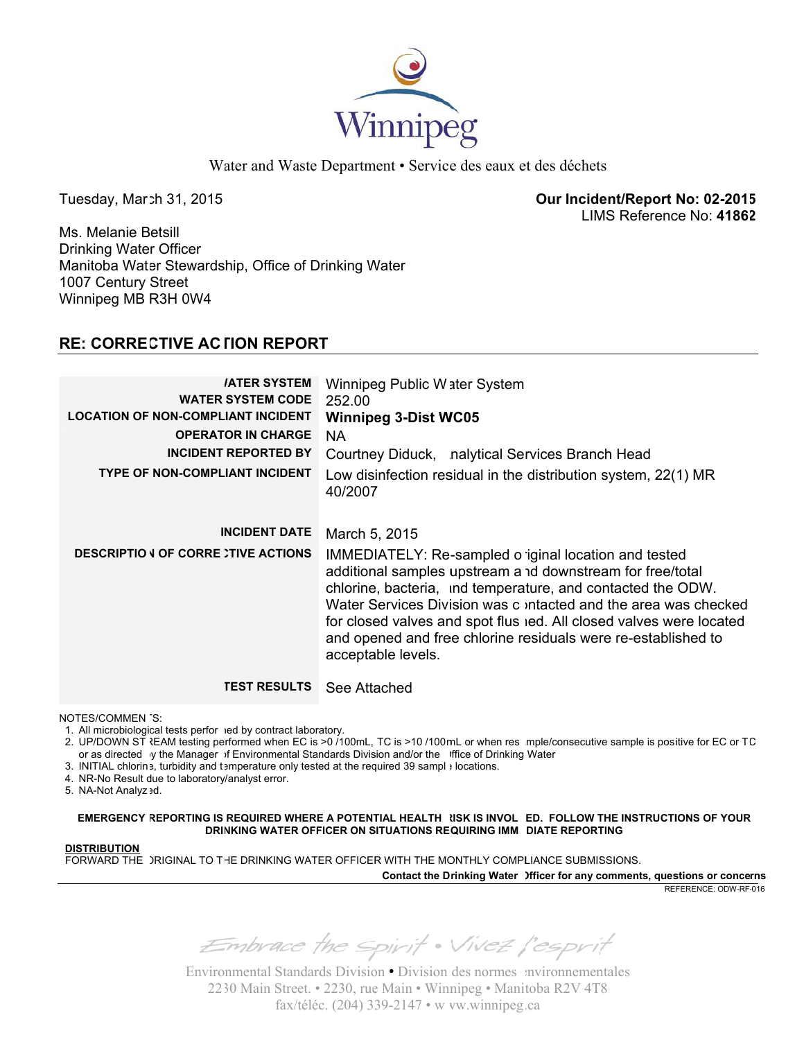Winnipeg

Water and Waste Department • Service des eaux et des déchets

Tuesday, March 31, 2015

**Our Incident/Report No: 02-2015**
LIMS Reference No: **41862**

Ms. Melanie Betsill
Drinking Water Officer
Manitoba Water Stewardship, Office of Drinking Water
1007 Century Street
Winnipeg MB R3H 0W4

## RE: CORRECTIVE ACTION REPORT

| | |
|---|---|
| **WATER SYSTEM** | Winnipeg Public Water System |
| **WATER SYSTEM CODE** | 252.00 |
| **LOCATION OF NON-COMPLIANT INCIDENT** | **Winnipeg 3-Dist WC05** |
| **OPERATOR IN CHARGE** | NA |
| **INCIDENT REPORTED BY** | Courtney Diduck, Analytical Services Branch Head |
| **TYPE OF NON-COMPLIANT INCIDENT** | Low disinfection residual in the distribution system, 22(1) MR 40/2007 |
| **INCIDENT DATE** | March 5, 2015 |
| **DESCRIPTION OF CORRECTIVE ACTIONS** | IMMEDIATELY: Re-sampled original location and tested additional samples upstream and downstream for free/total chlorine, bacteria, and temperature, and contacted the ODW. Water Services Division was contacted and the area was checked for closed valves and spot flushed. All closed valves were located and opened and free chlorine residuals were re-established to acceptable levels. |
| **TEST RESULTS** | See Attached |

NOTES/COMMENTS:

1. All microbiological tests performed by contract laboratory.
2. UP/DOWN STREAM testing performed when EC is >0 /100mL, TC is >10 /100mL or when resample/consecutive sample is positive for EC or TC or as directed by the Manager of Environmental Standards Division and/or the Office of Drinking Water
3. INITIAL chlorine, turbidity and temperature only tested at the required 39 sample locations.
4. NR-No Result due to laboratory/analyst error.
5. NA-Not Analyzed.

**EMERGENCY REPORTING IS REQUIRED WHERE A POTENTIAL HEALTH RISK IS INVOLVED. FOLLOW THE INSTRUCTIONS OF YOUR DRINKING WATER OFFICER ON SITUATIONS REQUIRING IMMEDIATE REPORTING**

**DISTRIBUTION**
FORWARD THE ORIGINAL TO THE DRINKING WATER OFFICER WITH THE MONTHLY COMPLIANCE SUBMISSIONS.

**Contact the Drinking Water Officer for any comments, questions or concerns**

REFERENCE: ODW-RF-016

*Embrace the Spirit • Vivez l'esprit*

Environmental Standards Division • Division des normes environnementales
2230 Main Street. • 2230, rue Main • Winnipeg • Manitoba R2V 4T8
fax/téléc. (204) 339-2147 • www.winnipeg.ca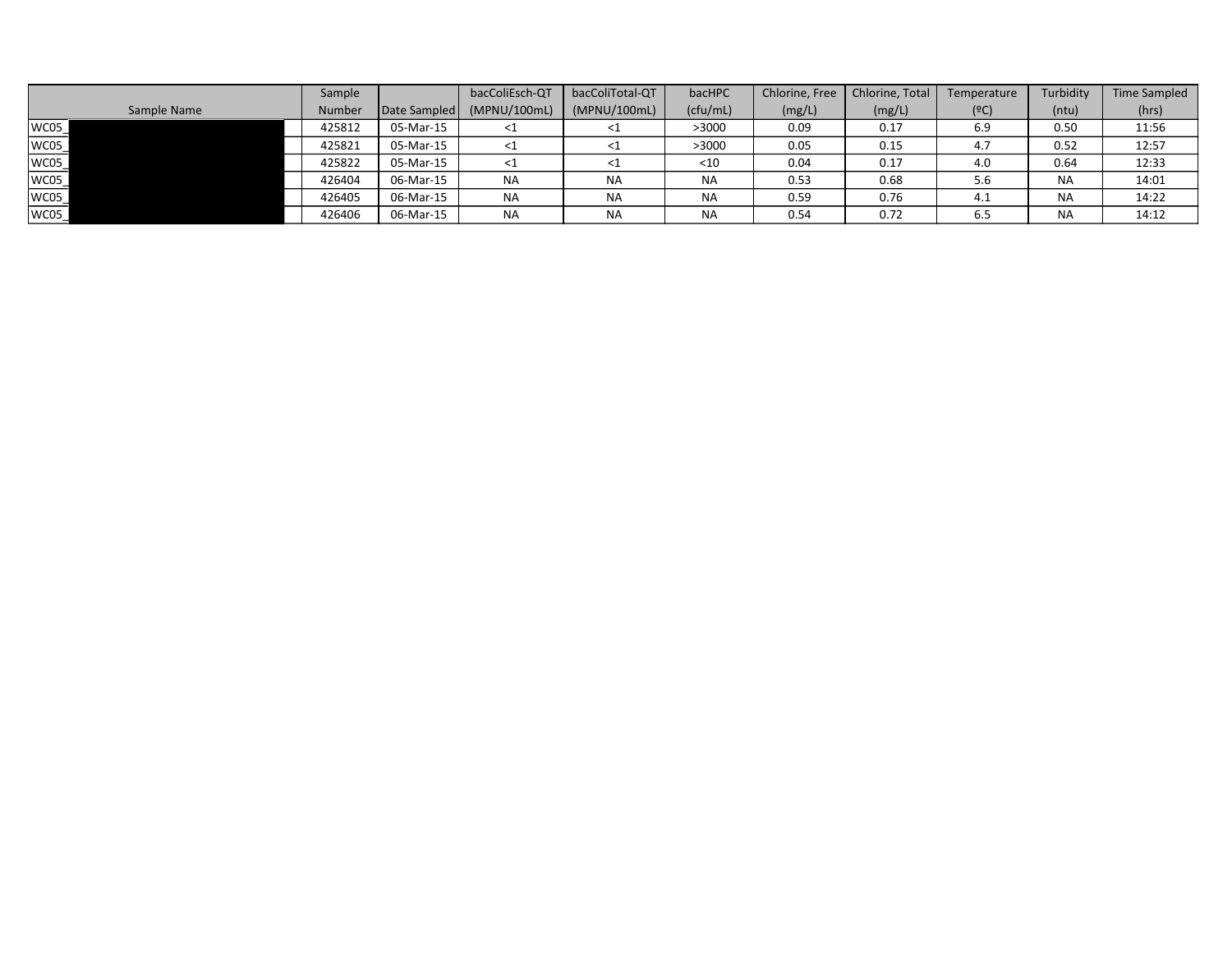| Sample Name | Sample Number | Date Sampled | bacColiEsch-QT (MPNU/100mL) | bacColiTotal-QT (MPNU/100mL) | bacHPC (cfu/mL) | Chlorine, Free (mg/L) | Chlorine, Total (mg/L) | Temperature (ºC) | Turbidity (ntu) | Time Sampled (hrs) |
|---|---|---|---|---|---|---|---|---|---|---|
| WC05_ | 425812 | 05-Mar-15 | <1 | <1 | >3000 | 0.09 | 0.17 | 6.9 | 0.50 | 11:56 |
| WC05_ | 425821 | 05-Mar-15 | <1 | <1 | >3000 | 0.05 | 0.15 | 4.7 | 0.52 | 12:57 |
| WC05_ | 425822 | 05-Mar-15 | <1 | <1 | <10 | 0.04 | 0.17 | 4.0 | 0.64 | 12:33 |
| WC05_ | 426404 | 06-Mar-15 | NA | NA | NA | 0.53 | 0.68 | 5.6 | NA | 14:01 |
| WC05_ | 426405 | 06-Mar-15 | NA | NA | NA | 0.59 | 0.76 | 4.1 | NA | 14:22 |
| WC05_ | 426406 | 06-Mar-15 | NA | NA | NA | 0.54 | 0.72 | 6.5 | NA | 14:12 |